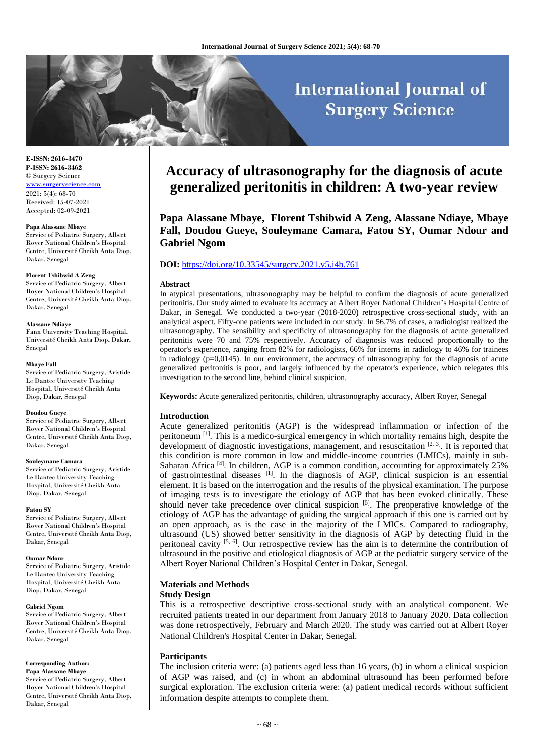**E-ISSN: 2616-3470**
**P-ISSN: 2616-3462**
© Surgery Science
www.surgeryscience.com
2021; 5(4): 68-70
Received: 15-07-2021
Accepted: 02-09-2021

**Papa Alassane Mbaye**
Service of Pediatric Surgery, Albert Royer National Children's Hospital Centre, Université Cheikh Anta Diop, Dakar, Senegal

**Florent Tshibwid A Zeng**
Service of Pediatric Surgery, Albert Royer National Children's Hospital Centre, Université Cheikh Anta Diop, Dakar, Senegal

**Alassane Ndiaye**
Fann University Teaching Hospital, Université Cheikh Anta Diop, Dakar, Senegal

**Mbaye Fall**
Service of Pediatric Surgery, Aristide Le Dantec University Teaching Hospital, Université Cheikh Anta Diop, Dakar, Senegal

**Doudou Gueye**
Service of Pediatric Surgery, Albert Royer National Children's Hospital Centre, Université Cheikh Anta Diop, Dakar, Senegal

**Souleymane Camara**
Service of Pediatric Surgery, Aristide Le Dantec University Teaching Hospital, Université Cheikh Anta Diop, Dakar, Senegal

**Fatou SY**
Service of Pediatric Surgery, Albert Royer National Children's Hospital Centre, Université Cheikh Anta Diop, Dakar, Senegal

**Oumar Ndour**
Service of Pediatric Surgery, Aristide Le Dantec University Teaching Hospital, Université Cheikh Anta Diop, Dakar, Senegal

**Gabriel Ngom**
Service of Pediatric Surgery, Albert Royer National Children's Hospital Centre, Université Cheikh Anta Diop, Dakar, Senegal

**Corresponding Author:**
**Papa Alassane Mbaye**
Service of Pediatric Surgery, Albert Royer National Children's Hospital Centre, Université Cheikh Anta Diop, Dakar, Senegal

# Accuracy of ultrasonography for the diagnosis of acute generalized peritonitis in children: A two-year review

**Papa Alassane Mbaye, Florent Tshibwid A Zeng, Alassane Ndiaye, Mbaye Fall, Doudou Gueye, Souleymane Camara, Fatou SY, Oumar Ndour and Gabriel Ngom**

**DOI:** https://doi.org/10.33545/surgery.2021.v5.i4b.761

### Abstract

In atypical presentations, ultrasonography may be helpful to confirm the diagnosis of acute generalized peritonitis. Our study aimed to evaluate its accuracy at Albert Royer National Children's Hospital Centre of Dakar, in Senegal. We conducted a two-year (2018-2020) retrospective cross-sectional study, with an analytical aspect. Fifty-one patients were included in our study. In 56.7% of cases, a radiologist realized the ultrasonography. The sensibility and specificity of ultrasonography for the diagnosis of acute generalized peritonitis were 70 and 75% respectively. Accuracy of diagnosis was reduced proportionally to the operator's experience, ranging from 82% for radiologists, 66% for interns in radiology to 46% for trainees in radiology (p=0,0145). In our environment, the accuracy of ultrasonography for the diagnosis of acute generalized peritonitis is poor, and largely influenced by the operator's experience, which relegates this investigation to the second line, behind clinical suspicion.

**Keywords:** Acute generalized peritonitis, children, ultrasonography accuracy, Albert Royer, Senegal

## Introduction

Acute generalized peritonitis (AGP) is the widespread inflammation or infection of the peritoneum [1]. This is a medico-surgical emergency in which mortality remains high, despite the development of diagnostic investigations, management, and resuscitation [2, 3]. It is reported that this condition is more common in low and middle-income countries (LMICs), mainly in sub-Saharan Africa [4]. In children, AGP is a common condition, accounting for approximately 25% of gastrointestinal diseases [1]. In the diagnosis of AGP, clinical suspicion is an essential element. It is based on the interrogation and the results of the physical examination. The purpose of imaging tests is to investigate the etiology of AGP that has been evoked clinically. These should never take precedence over clinical suspicion [5]. The preoperative knowledge of the etiology of AGP has the advantage of guiding the surgical approach if this one is carried out by an open approach, as is the case in the majority of the LMICs. Compared to radiography, ultrasound (US) showed better sensitivity in the diagnosis of AGP by detecting fluid in the peritoneal cavity [5, 6]. Our retrospective review has the aim is to determine the contribution of ultrasound in the positive and etiological diagnosis of AGP at the pediatric surgery service of the Albert Royer National Children's Hospital Center in Dakar, Senegal.

## Materials and Methods

### Study Design

This is a retrospective descriptive cross-sectional study with an analytical component. We recruited patients treated in our department from January 2018 to January 2020. Data collection was done retrospectively, February and March 2020. The study was carried out at Albert Royer National Children's Hospital Center in Dakar, Senegal.

### Participants

The inclusion criteria were: (a) patients aged less than 16 years, (b) in whom a clinical suspicion of AGP was raised, and (c) in whom an abdominal ultrasound has been performed before surgical exploration. The exclusion criteria were: (a) patient medical records without sufficient information despite attempts to complete them.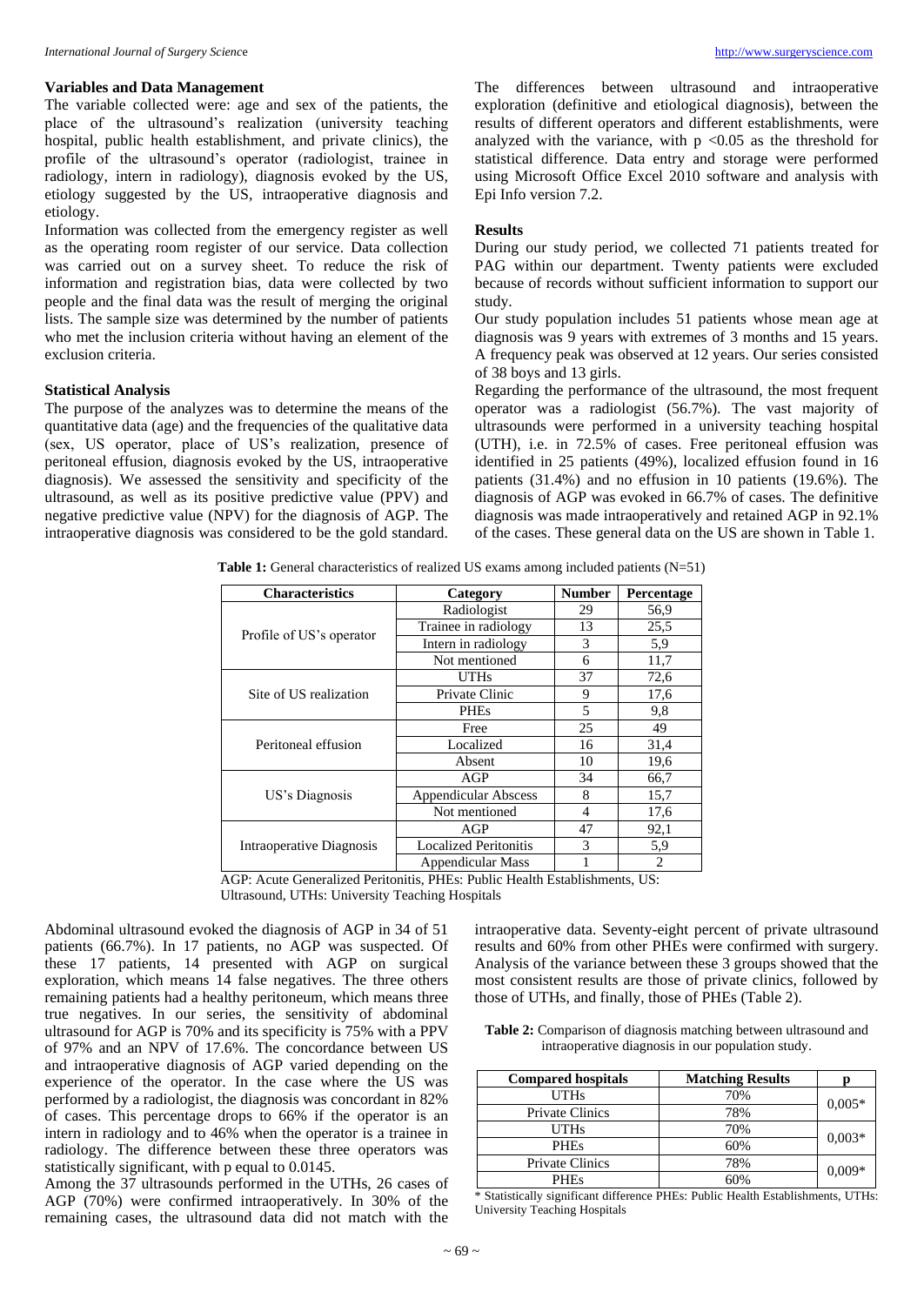### Variables and Data Management

The variable collected were: age and sex of the patients, the place of the ultrasound's realization (university teaching hospital, public health establishment, and private clinics), the profile of the ultrasound's operator (radiologist, trainee in radiology, intern in radiology), diagnosis evoked by the US, etiology suggested by the US, intraoperative diagnosis and etiology.

Information was collected from the emergency register as well as the operating room register of our service. Data collection was carried out on a survey sheet. To reduce the risk of information and registration bias, data were collected by two people and the final data was the result of merging the original lists. The sample size was determined by the number of patients who met the inclusion criteria without having an element of the exclusion criteria.

### Statistical Analysis

The purpose of the analyzes was to determine the means of the quantitative data (age) and the frequencies of the qualitative data (sex, US operator, place of US's realization, presence of peritoneal effusion, diagnosis evoked by the US, intraoperative diagnosis). We assessed the sensitivity and specificity of the ultrasound, as well as its positive predictive value (PPV) and negative predictive value (NPV) for the diagnosis of AGP. The intraoperative diagnosis was considered to be the gold standard. The differences between ultrasound and intraoperative exploration (definitive and etiological diagnosis), between the results of different operators and different establishments, were analyzed with the variance, with $p < 0.05$ as the threshold for statistical difference. Data entry and storage were performed using Microsoft Office Excel 2010 software and analysis with Epi Info version 7.2.

### Results

During our study period, we collected 71 patients treated for PAG within our department. Twenty patients were excluded because of records without sufficient information to support our study.

Our study population includes 51 patients whose mean age at diagnosis was 9 years with extremes of 3 months and 15 years. A frequency peak was observed at 12 years. Our series consisted of 38 boys and 13 girls.

Regarding the performance of the ultrasound, the most frequent operator was a radiologist (56.7%). The vast majority of ultrasounds were performed in a university teaching hospital (UTH), i.e. in 72.5% of cases. Free peritoneal effusion was identified in 25 patients (49%), localized effusion found in 16 patients (31.4%) and no effusion in 10 patients (19.6%). The diagnosis of AGP was evoked in 66.7% of cases. The definitive diagnosis was made intraoperatively and retained AGP in 92.1% of the cases. These general data on the US are shown in Table 1.

**Table 1:** General characteristics of realized US exams among included patients (N=51)

| Characteristics | Category | Number | Percentage |
|---|---|---|---|
| Profile of US's operator | Radiologist | 29 | 56,9 |
| | Trainee in radiology | 13 | 25,5 |
| | Intern in radiology | 3 | 5,9 |
| | Not mentioned | 6 | 11,7 |
| Site of US realization | UTHs | 37 | 72,6 |
| | Private Clinic | 9 | 17,6 |
| | PHEs | 5 | 9,8 |
| Peritoneal effusion | Free | 25 | 49 |
| | Localized | 16 | 31,4 |
| | Absent | 10 | 19,6 |
| US's Diagnosis | AGP | 34 | 66,7 |
| | Appendicular Abscess | 8 | 15,7 |
| | Not mentioned | 4 | 17,6 |
| Intraoperative Diagnosis | AGP | 47 | 92,1 |
| | Localized Peritonitis | 3 | 5,9 |
| | Appendicular Mass | 1 | 2 |

AGP: Acute Generalized Peritonitis, PHEs: Public Health Establishments, US: Ultrasound, UTHs: University Teaching Hospitals

Abdominal ultrasound evoked the diagnosis of AGP in 34 of 51 patients (66.7%). In 17 patients, no AGP was suspected. Of these 17 patients, 14 presented with AGP on surgical exploration, which means 14 false negatives. The three others remaining patients had a healthy peritoneum, which means three true negatives. In our series, the sensitivity of abdominal ultrasound for AGP is 70% and its specificity is 75% with a PPV of 97% and an NPV of 17.6%. The concordance between US and intraoperative diagnosis of AGP varied depending on the experience of the operator. In the case where the US was performed by a radiologist, the diagnosis was concordant in 82% of cases. This percentage drops to 66% if the operator is an intern in radiology and to 46% when the operator is a trainee in radiology. The difference between these three operators was statistically significant, with p equal to 0.0145.

Among the 37 ultrasounds performed in the UTHs, 26 cases of AGP (70%) were confirmed intraoperatively. In 30% of the remaining cases, the ultrasound data did not match with the intraoperative data. Seventy-eight percent of private ultrasound results and 60% from other PHEs were confirmed with surgery. Analysis of the variance between these 3 groups showed that the most consistent results are those of private clinics, followed by those of UTHs, and finally, those of PHEs (Table 2).

**Table 2:** Comparison of diagnosis matching between ultrasound and intraoperative diagnosis in our population study.

| Compared hospitals | Matching Results | p |
|---|---|---|
| UTHs | 70% | 0,005* |
| Private Clinics | 78% | |
| UTHs | 70% | 0,003* |
| PHEs | 60% | |
| Private Clinics | 78% | 0,009* |
| PHEs | 60% | |

* Statistically significant difference PHEs: Public Health Establishments, UTHs: University Teaching Hospitals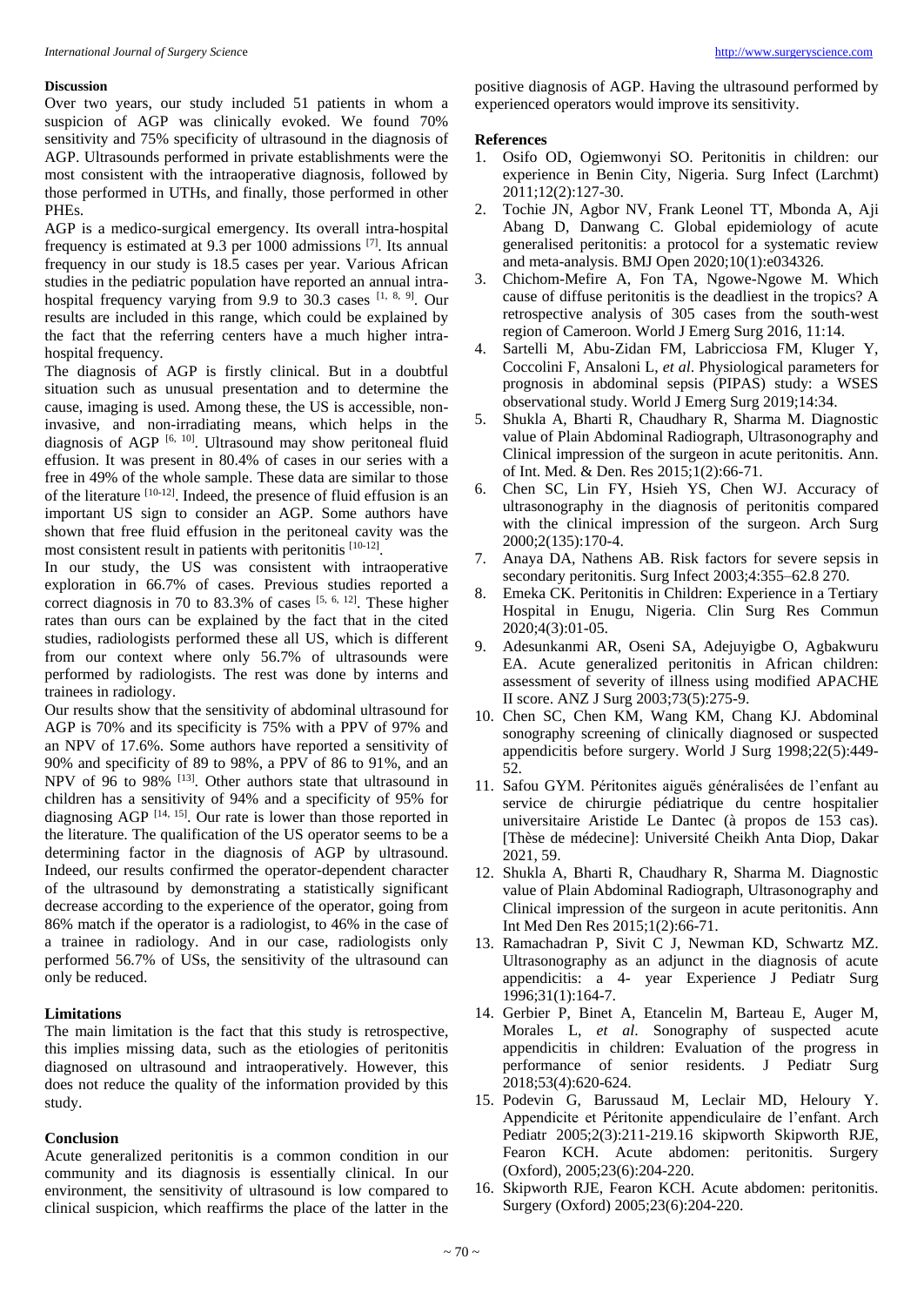### Discussion

Over two years, our study included 51 patients in whom a suspicion of AGP was clinically evoked. We found 70% sensitivity and 75% specificity of ultrasound in the diagnosis of AGP. Ultrasounds performed in private establishments were the most consistent with the intraoperative diagnosis, followed by those performed in UTHs, and finally, those performed in other PHEs.

AGP is a medico-surgical emergency. Its overall intra-hospital frequency is estimated at 9.3 per 1000 admissions [7]. Its annual frequency in our study is 18.5 cases per year. Various African studies in the pediatric population have reported an annual intra-hospital frequency varying from 9.9 to 30.3 cases [1, 8, 9]. Our results are included in this range, which could be explained by the fact that the referring centers have a much higher intra-hospital frequency.

The diagnosis of AGP is firstly clinical. But in a doubtful situation such as unusual presentation and to determine the cause, imaging is used. Among these, the US is accessible, non-invasive, and non-irradiating means, which helps in the diagnosis of AGP [6, 10]. Ultrasound may show peritoneal fluid effusion. It was present in 80.4% of cases in our series with a free in 49% of the whole sample. These data are similar to those of the literature [10-12]. Indeed, the presence of fluid effusion is an important US sign to consider an AGP. Some authors have shown that free fluid effusion in the peritoneal cavity was the most consistent result in patients with peritonitis [10-12].

In our study, the US was consistent with intraoperative exploration in 66.7% of cases. Previous studies reported a correct diagnosis in 70 to 83.3% of cases [5, 6, 12]. These higher rates than ours can be explained by the fact that in the cited studies, radiologists performed these all US, which is different from our context where only 56.7% of ultrasounds were performed by radiologists. The rest was done by interns and trainees in radiology.

Our results show that the sensitivity of abdominal ultrasound for AGP is 70% and its specificity is 75% with a PPV of 97% and an NPV of 17.6%. Some authors have reported a sensitivity of 90% and specificity of 89 to 98%, a PPV of 86 to 91%, and an NPV of 96 to 98% [13]. Other authors state that ultrasound in children has a sensitivity of 94% and a specificity of 95% for diagnosing AGP [14, 15]. Our rate is lower than those reported in the literature. The qualification of the US operator seems to be a determining factor in the diagnosis of AGP by ultrasound. Indeed, our results confirmed the operator-dependent character of the ultrasound by demonstrating a statistically significant decrease according to the experience of the operator, going from 86% match if the operator is a radiologist, to 46% in the case of a trainee in radiology. And in our case, radiologists only performed 56.7% of USs, the sensitivity of the ultrasound can only be reduced.

### Limitations

The main limitation is the fact that this study is retrospective, this implies missing data, such as the etiologies of peritonitis diagnosed on ultrasound and intraoperatively. However, this does not reduce the quality of the information provided by this study.

### Conclusion

Acute generalized peritonitis is a common condition in our community and its diagnosis is essentially clinical. In our environment, the sensitivity of ultrasound is low compared to clinical suspicion, which reaffirms the place of the latter in the positive diagnosis of AGP. Having the ultrasound performed by experienced operators would improve its sensitivity.

### References

1. Osifo OD, Ogiemwonyi SO. Peritonitis in children: our experience in Benin City, Nigeria. Surg Infect (Larchmt) 2011;12(2):127-30.
2. Tochie JN, Agbor NV, Frank Leonel TT, Mbonda A, Aji Abang D, Danwang C. Global epidemiology of acute generalised peritonitis: a protocol for a systematic review and meta-analysis. BMJ Open 2020;10(1):e034326.
3. Chichom-Mefire A, Fon TA, Ngowe-Ngowe M. Which cause of diffuse peritonitis is the deadliest in the tropics? A retrospective analysis of 305 cases from the south-west region of Cameroon. World J Emerg Surg 2016, 11:14.
4. Sartelli M, Abu-Zidan FM, Labricciosa FM, Kluger Y, Coccolini F, Ansaloni L, *et al*. Physiological parameters for prognosis in abdominal sepsis (PIPAS) study: a WSES observational study. World J Emerg Surg 2019;14:34.
5. Shukla A, Bharti R, Chaudhary R, Sharma M. Diagnostic value of Plain Abdominal Radiograph, Ultrasonography and Clinical impression of the surgeon in acute peritonitis. Ann. of Int. Med. & Den. Res 2015;1(2):66-71.
6. Chen SC, Lin FY, Hsieh YS, Chen WJ. Accuracy of ultrasonography in the diagnosis of peritonitis compared with the clinical impression of the surgeon. Arch Surg 2000;2(135):170-4.
7. Anaya DA, Nathens AB. Risk factors for severe sepsis in secondary peritonitis. Surg Infect 2003;4:355–62.8 270.
8. Emeka CK. Peritonitis in Children: Experience in a Tertiary Hospital in Enugu, Nigeria. Clin Surg Res Commun 2020;4(3):01-05.
9. Adesunkanmi AR, Oseni SA, Adejuyigbe O, Agbakwuru EA. Acute generalized peritonitis in African children: assessment of severity of illness using modified APACHE II score. ANZ J Surg 2003;73(5):275-9.
10. Chen SC, Chen KM, Wang KM, Chang KJ. Abdominal sonography screening of clinically diagnosed or suspected appendicitis before surgery. World J Surg 1998;22(5):449-52.
11. Safou GYM. Péritonites aiguës généralisées de l'enfant au service de chirurgie pédiatrique du centre hospitalier universitaire Aristide Le Dantec (à propos de 153 cas). [Thèse de médecine]: Université Cheikh Anta Diop, Dakar 2021, 59.
12. Shukla A, Bharti R, Chaudhary R, Sharma M. Diagnostic value of Plain Abdominal Radiograph, Ultrasonography and Clinical impression of the surgeon in acute peritonitis. Ann Int Med Den Res 2015;1(2):66-71.
13. Ramachadran P, Sivit C J, Newman KD, Schwartz MZ. Ultrasonography as an adjunct in the diagnosis of acute appendicitis: a 4- year Experience J Pediatr Surg 1996;31(1):164-7.
14. Gerbier P, Binet A, Etancelin M, Barteau E, Auger M, Morales L, *et al*. Sonography of suspected acute appendicitis in children: Evaluation of the progress in performance of senior residents. J Pediatr Surg 2018;53(4):620-624.
15. Podevin G, Barussaud M, Leclair MD, Heloury Y. Appendicite et Péritonite appendiculaire de l'enfant. Arch Pediatr 2005;2(3):211-219.16 skipworth Skipworth RJE, Fearon KCH. Acute abdomen: peritonitis. Surgery (Oxford), 2005;23(6):204-220.
16. Skipworth RJE, Fearon KCH. Acute abdomen: peritonitis. Surgery (Oxford) 2005;23(6):204-220.